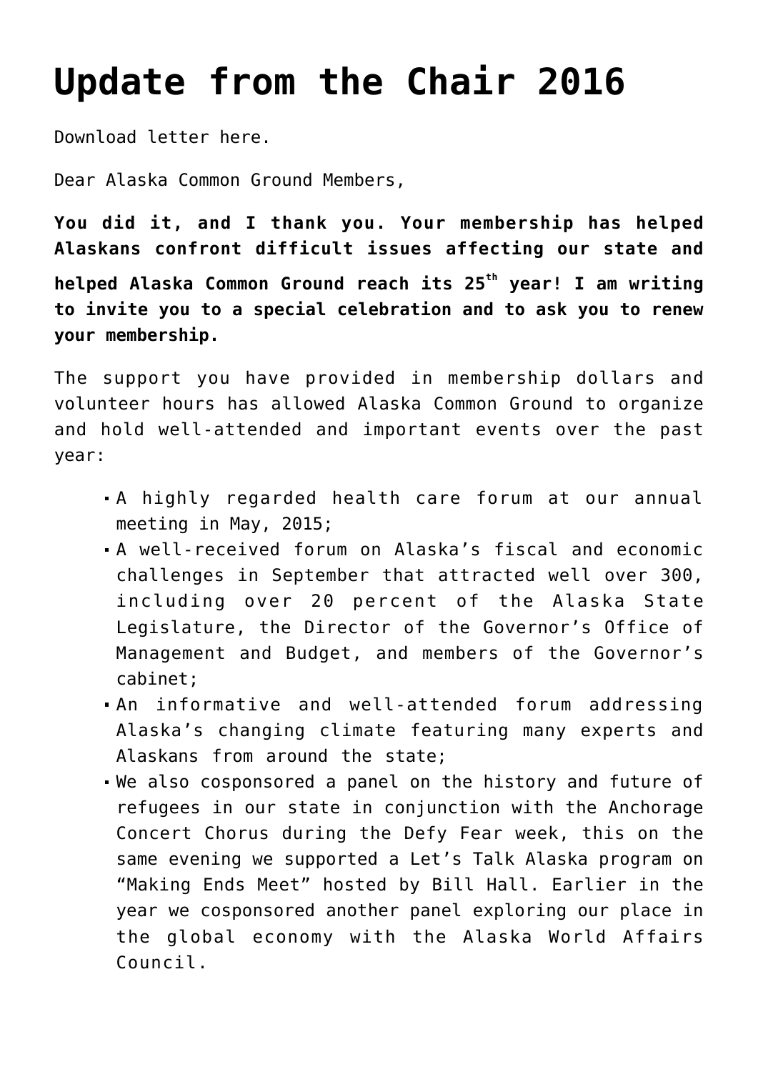# Update from the Chair 2016

Download letter here.

Dear Alaska Common Ground Members,

**You did it, and I thank you. Your membership has helped Alaskans confront difficult issues affecting our state and helped Alaska Common Ground reach its 25$^{th}$ year! I am writing to invite you to a special celebration and to ask you to renew your membership.**

The support you have provided in membership dollars and volunteer hours has allowed Alaska Common Ground to organize and hold well-attended and important events over the past year:

- A highly regarded health care forum at our annual meeting in May, 2015;
- A well-received forum on Alaska's fiscal and economic challenges in September that attracted well over 300, including over 20 percent of the Alaska State Legislature, the Director of the Governor's Office of Management and Budget, and members of the Governor's cabinet;
- An informative and well-attended forum addressing Alaska's changing climate featuring many experts and Alaskans from around the state;
- We also cosponsored a panel on the history and future of refugees in our state in conjunction with the Anchorage Concert Chorus during the Defy Fear week, this on the same evening we supported a Let's Talk Alaska program on "Making Ends Meet" hosted by Bill Hall. Earlier in the year we cosponsored another panel exploring our place in the global economy with the Alaska World Affairs Council.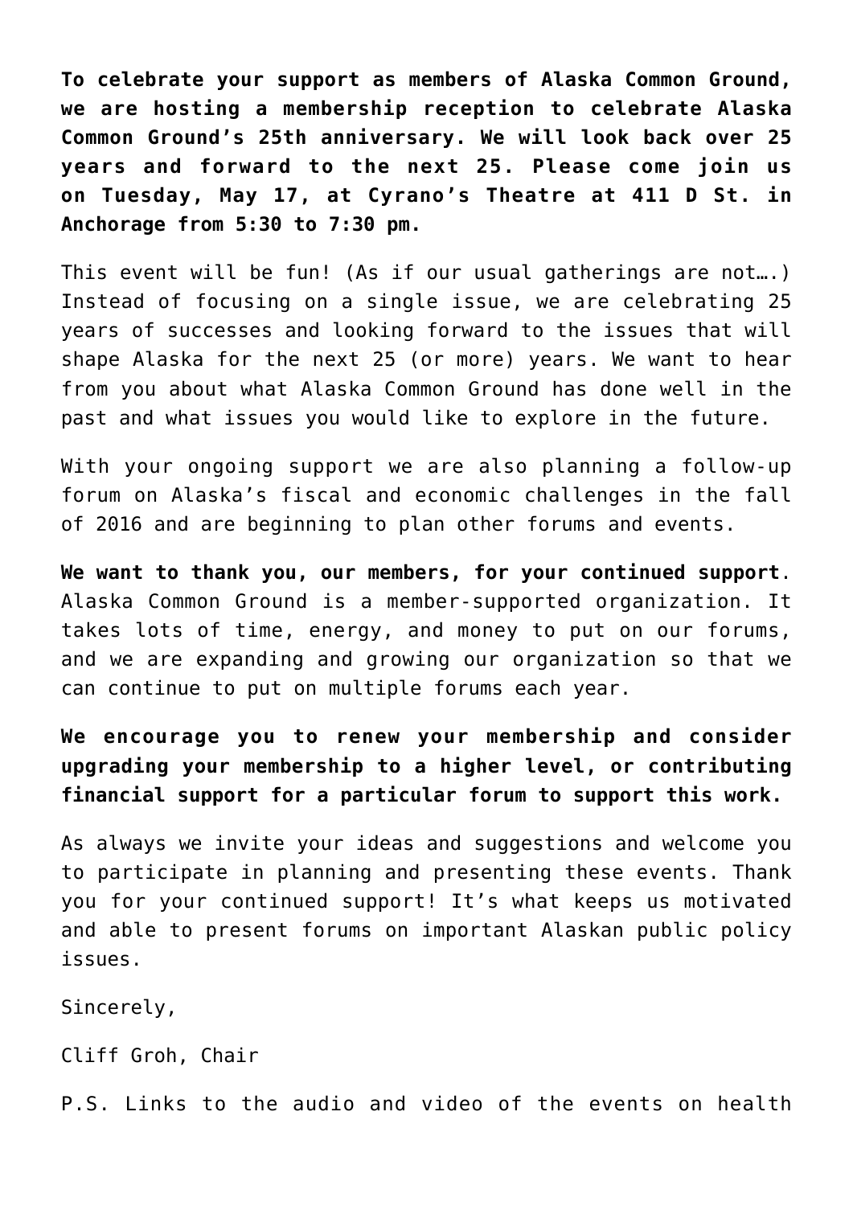**To celebrate your support as members of Alaska Common Ground, we are hosting a membership reception to celebrate Alaska Common Ground's 25th anniversary. We will look back over 25 years and forward to the next 25. Please come join us on Tuesday, May 17, at Cyrano's Theatre at 411 D St. in Anchorage from 5:30 to 7:30 pm.**

This event will be fun! (As if our usual gatherings are not….) Instead of focusing on a single issue, we are celebrating 25 years of successes and looking forward to the issues that will shape Alaska for the next 25 (or more) years. We want to hear from you about what Alaska Common Ground has done well in the past and what issues you would like to explore in the future.

With your ongoing support we are also planning a follow-up forum on Alaska's fiscal and economic challenges in the fall of 2016 and are beginning to plan other forums and events.

**We want to thank you, our members, for your continued support**. Alaska Common Ground is a member-supported organization. It takes lots of time, energy, and money to put on our forums, and we are expanding and growing our organization so that we can continue to put on multiple forums each year.

**We encourage you to renew your membership and consider upgrading your membership to a higher level, or contributing financial support for a particular forum to support this work.**

As always we invite your ideas and suggestions and welcome you to participate in planning and presenting these events. Thank you for your continued support! It's what keeps us motivated and able to present forums on important Alaskan public policy issues.

Sincerely,

Cliff Groh, Chair

P.S. Links to the audio and video of the events on health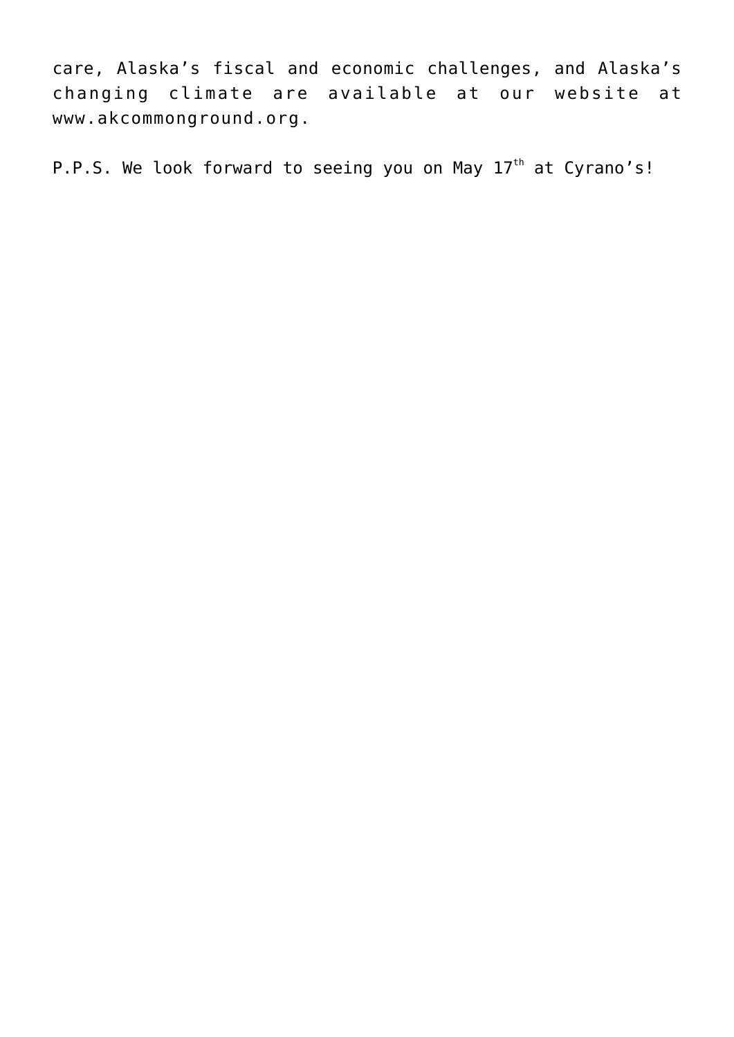care, Alaska's fiscal and economic challenges, and Alaska's changing climate are available at our website at www.akcommonground.org.

P.P.S. We look forward to seeing you on May 17th at Cyrano's!